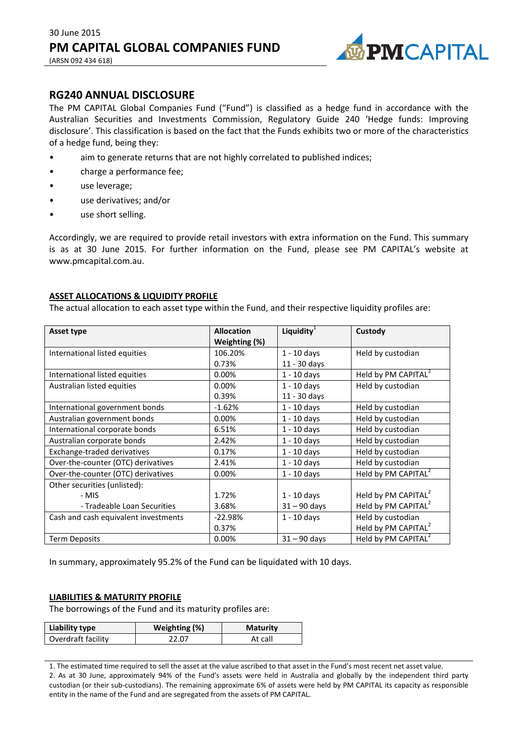30 June 2015

# PM CAPITAL GLOBAL COMPANIES FUND

(ARSN 092 434 618)

## RG240 ANNUAL DISCLOSURE

The PM CAPITAL Global Companies Fund ("Fund") is classified as a hedge fund in accordance with the Australian Securities and Investments Commission, Regulatory Guide 240 'Hedge funds: Improving disclosure'. This classification is based on the fact that the Funds exhibits two or more of the characteristics of a hedge fund, being they:

- aim to generate returns that are not highly correlated to published indices;
- charge a performance fee;
- use leverage;
- use derivatives; and/or
- use short selling.

Accordingly, we are required to provide retail investors with extra information on the Fund. This summary is as at 30 June 2015. For further information on the Fund, please see PM CAPITAL's website at www.pmcapital.com.au.

### ASSET ALLOCATIONS & LIQUIDITY PROFILE

The actual allocation to each asset type within the Fund, and their respective liquidity profiles are:

| Asset type | Allocation Weighting (%) | Liquidity[1] | Custody |
|---|---|---|---|
| International listed equities | 106.20%<br>0.73% | 1 - 10 days<br>11 - 30 days | Held by custodian |
| International listed equities | 0.00% | 1 - 10 days | Held by PM CAPITAL[2] |
| Australian listed equities | 0.00%<br>0.39% | 1 - 10 days<br>11 - 30 days | Held by custodian |
| International government bonds | -1.62% | 1 - 10 days | Held by custodian |
| Australian government bonds | 0.00% | 1 - 10 days | Held by custodian |
| International corporate bonds | 6.51% | 1 - 10 days | Held by custodian |
| Australian corporate bonds | 2.42% | 1 - 10 days | Held by custodian |
| Exchange-traded derivatives | 0.17% | 1 - 10 days | Held by custodian |
| Over-the-counter (OTC) derivatives | 2.41% | 1 - 10 days | Held by custodian |
| Over-the-counter (OTC) derivatives | 0.00% | 1 - 10 days | Held by PM CAPITAL[2] |
| Other securities (unlisted):<br>- MIS<br>- Tradeable Loan Securities | <br>1.72%<br>3.68% | <br>1 - 10 days<br>31 – 90 days | <br>Held by PM CAPITAL[2]<br>Held by PM CAPITAL[2] |
| Cash and cash equivalent investments | -22.98%<br>0.37% | 1 - 10 days | Held by custodian<br>Held by PM CAPITAL[2] |
| Term Deposits | 0.00% | 31 – 90 days | Held by PM CAPITAL[2] |

In summary, approximately 95.2% of the Fund can be liquidated with 10 days.

### LIABILITIES & MATURITY PROFILE

The borrowings of the Fund and its maturity profiles are:

| Liability type | Weighting (%) | Maturity |
|---|---|---|
| Overdraft facility | 22.07 | At call |

1. The estimated time required to sell the asset at the value ascribed to that asset in the Fund's most recent net asset value.
2. As at 30 June, approximately 94% of the Fund's assets were held in Australia and globally by the independent third party custodian (or their sub-custodians). The remaining approximate 6% of assets were held by PM CAPITAL its capacity as responsible entity in the name of the Fund and are segregated from the assets of PM CAPITAL.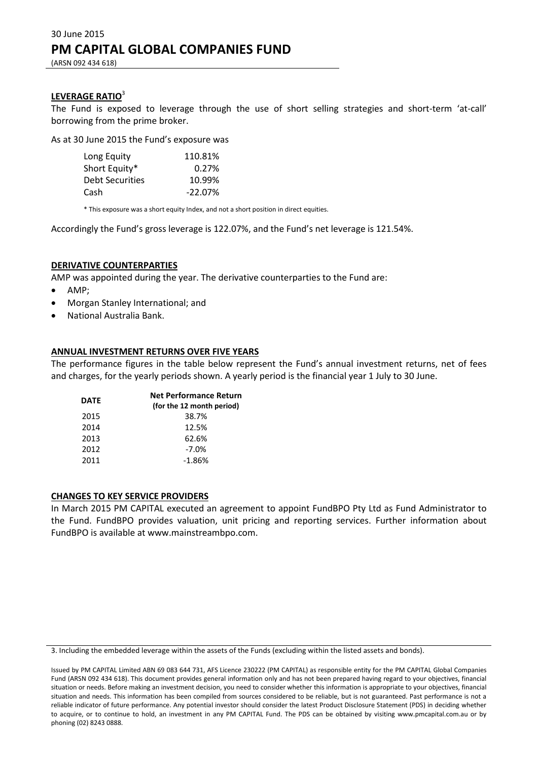30 June 2015

# PM CAPITAL GLOBAL COMPANIES FUND

(ARSN 092 434 618)

## LEVERAGE RATIO[3]

The Fund is exposed to leverage through the use of short selling strategies and short-term 'at-call' borrowing from the prime broker.

As at 30 June 2015 the Fund's exposure was

| | |
|---|---|
| Long Equity | 110.81% |
| Short Equity* | 0.27% |
| Debt Securities | 10.99% |
| Cash | -22.07% |

\* This exposure was a short equity Index, and not a short position in direct equities.

Accordingly the Fund's gross leverage is 122.07%, and the Fund's net leverage is 121.54%.

## DERIVATIVE COUNTERPARTIES

AMP was appointed during the year. The derivative counterparties to the Fund are:

- AMP;
- Morgan Stanley International; and
- National Australia Bank.

## ANNUAL INVESTMENT RETURNS OVER FIVE YEARS

The performance figures in the table below represent the Fund's annual investment returns, net of fees and charges, for the yearly periods shown. A yearly period is the financial year 1 July to 30 June.

| DATE | Net Performance Return (for the 12 month period) |
|---|---|
| 2015 | 38.7% |
| 2014 | 12.5% |
| 2013 | 62.6% |
| 2012 | -7.0% |
| 2011 | -1.86% |

## CHANGES TO KEY SERVICE PROVIDERS

In March 2015 PM CAPITAL executed an agreement to appoint FundBPO Pty Ltd as Fund Administrator to the Fund. FundBPO provides valuation, unit pricing and reporting services. Further information about FundBPO is available at www.mainstreambpo.com.

3. Including the embedded leverage within the assets of the Funds (excluding within the listed assets and bonds).

Issued by PM CAPITAL Limited ABN 69 083 644 731, AFS Licence 230222 (PM CAPITAL) as responsible entity for the PM CAPITAL Global Companies Fund (ARSN 092 434 618). This document provides general information only and has not been prepared having regard to your objectives, financial situation or needs. Before making an investment decision, you need to consider whether this information is appropriate to your objectives, financial situation and needs. This information has been compiled from sources considered to be reliable, but is not guaranteed. Past performance is not a reliable indicator of future performance. Any potential investor should consider the latest Product Disclosure Statement (PDS) in deciding whether to acquire, or to continue to hold, an investment in any PM CAPITAL Fund. The PDS can be obtained by visiting www.pmcapital.com.au or by phoning (02) 8243 0888.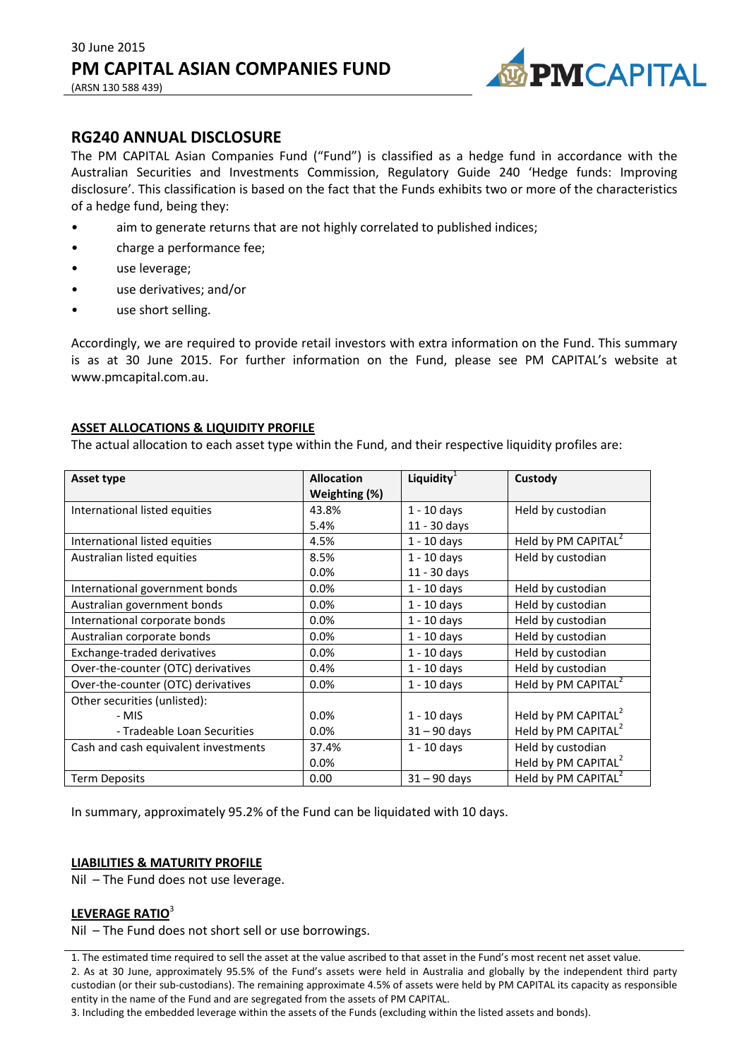30 June 2015

# PM CAPITAL ASIAN COMPANIES FUND

(ARSN 130 588 439)

## RG240 ANNUAL DISCLOSURE

The PM CAPITAL Asian Companies Fund ("Fund") is classified as a hedge fund in accordance with the Australian Securities and Investments Commission, Regulatory Guide 240 'Hedge funds: Improving disclosure'. This classification is based on the fact that the Funds exhibits two or more of the characteristics of a hedge fund, being they:

- aim to generate returns that are not highly correlated to published indices;
- charge a performance fee;
- use leverage;
- use derivatives; and/or
- use short selling.

Accordingly, we are required to provide retail investors with extra information on the Fund. This summary is as at 30 June 2015. For further information on the Fund, please see PM CAPITAL's website at www.pmcapital.com.au.

### ASSET ALLOCATIONS & LIQUIDITY PROFILE

The actual allocation to each asset type within the Fund, and their respective liquidity profiles are:

| Asset type | Allocation Weighting (%) | Liquidity[1] | Custody |
|---|---|---|---|
| International listed equities | 43.8%<br>5.4% | 1 - 10 days<br>11 - 30 days | Held by custodian |
| International listed equities | 4.5% | 1 - 10 days | Held by PM CAPITAL[2] |
| Australian listed equities | 8.5%<br>0.0% | 1 - 10 days<br>11 - 30 days | Held by custodian |
| International government bonds | 0.0% | 1 - 10 days | Held by custodian |
| Australian government bonds | 0.0% | 1 - 10 days | Held by custodian |
| International corporate bonds | 0.0% | 1 - 10 days | Held by custodian |
| Australian corporate bonds | 0.0% | 1 - 10 days | Held by custodian |
| Exchange-traded derivatives | 0.0% | 1 - 10 days | Held by custodian |
| Over-the-counter (OTC) derivatives | 0.4% | 1 - 10 days | Held by custodian |
| Over-the-counter (OTC) derivatives | 0.0% | 1 - 10 days | Held by PM CAPITAL[2] |
| Other securities (unlisted):<br>- MIS<br>- Tradeable Loan Securities | <br>0.0%<br>0.0% | <br>1 - 10 days<br>31 – 90 days | <br>Held by PM CAPITAL[2]<br>Held by PM CAPITAL[2] |
| Cash and cash equivalent investments | 37.4%<br>0.0% | 1 - 10 days | Held by custodian<br>Held by PM CAPITAL[2] |
| Term Deposits | 0.00 | 31 – 90 days | Held by PM CAPITAL[2] |

In summary, approximately 95.2% of the Fund can be liquidated with 10 days.

### LIABILITIES & MATURITY PROFILE

Nil – The Fund does not use leverage.

### LEVERAGE RATIO[3]

Nil – The Fund does not short sell or use borrowings.

1. The estimated time required to sell the asset at the value ascribed to that asset in the Fund's most recent net asset value.
2. As at 30 June, approximately 95.5% of the Fund's assets were held in Australia and globally by the independent third party custodian (or their sub-custodians). The remaining approximate 4.5% of assets were held by PM CAPITAL its capacity as responsible entity in the name of the Fund and are segregated from the assets of PM CAPITAL.
3. Including the embedded leverage within the assets of the Funds (excluding within the listed assets and bonds).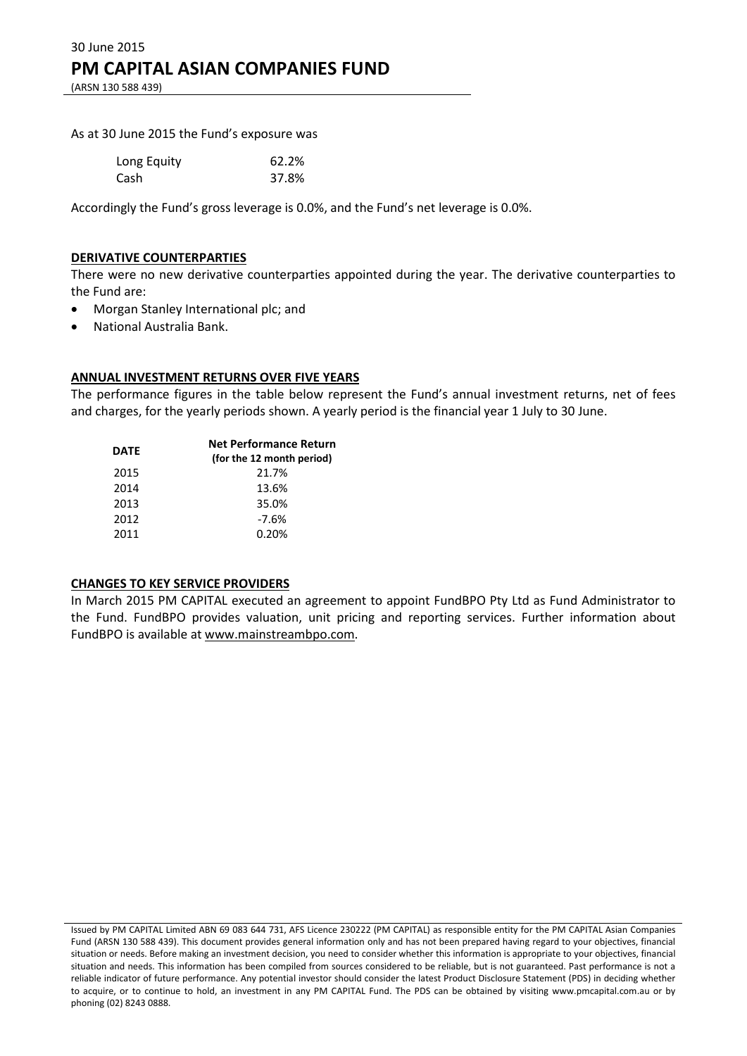30 June 2015

# PM CAPITAL ASIAN COMPANIES FUND

(ARSN 130 588 439)

As at 30 June 2015 the Fund's exposure was

| | |
|---|---|
| Long Equity | 62.2% |
| Cash | 37.8% |

Accordingly the Fund's gross leverage is 0.0%, and the Fund's net leverage is 0.0%.

## DERIVATIVE COUNTERPARTIES

There were no new derivative counterparties appointed during the year. The derivative counterparties to the Fund are:

- Morgan Stanley International plc; and
- National Australia Bank.

## ANNUAL INVESTMENT RETURNS OVER FIVE YEARS

The performance figures in the table below represent the Fund's annual investment returns, net of fees and charges, for the yearly periods shown. A yearly period is the financial year 1 July to 30 June.

| DATE | Net Performance Return (for the 12 month period) |
|---|---|
| 2015 | 21.7% |
| 2014 | 13.6% |
| 2013 | 35.0% |
| 2012 | -7.6% |
| 2011 | 0.20% |

## CHANGES TO KEY SERVICE PROVIDERS

In March 2015 PM CAPITAL executed an agreement to appoint FundBPO Pty Ltd as Fund Administrator to the Fund. FundBPO provides valuation, unit pricing and reporting services. Further information about FundBPO is available at www.mainstreambpo.com.

Issued by PM CAPITAL Limited ABN 69 083 644 731, AFS Licence 230222 (PM CAPITAL) as responsible entity for the PM CAPITAL Asian Companies Fund (ARSN 130 588 439). This document provides general information only and has not been prepared having regard to your objectives, financial situation or needs. Before making an investment decision, you need to consider whether this information is appropriate to your objectives, financial situation and needs. This information has been compiled from sources considered to be reliable, but is not guaranteed. Past performance is not a reliable indicator of future performance. Any potential investor should consider the latest Product Disclosure Statement (PDS) in deciding whether to acquire, or to continue to hold, an investment in any PM CAPITAL Fund. The PDS can be obtained by visiting www.pmcapital.com.au or by phoning (02) 8243 0888.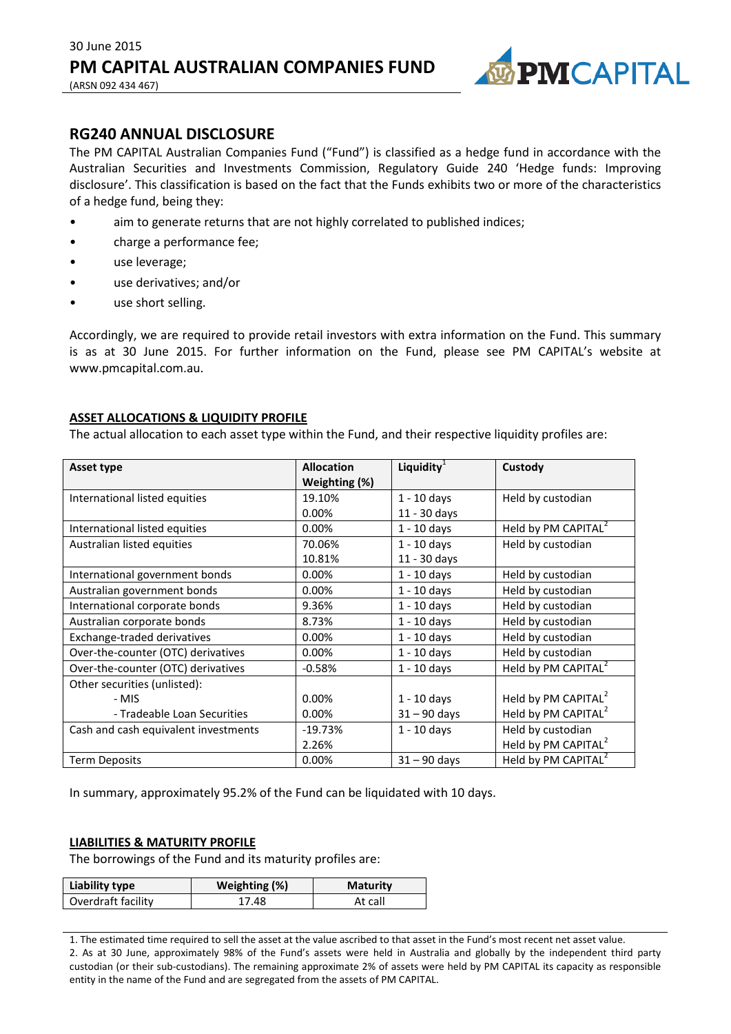30 June 2015

# PM CAPITAL AUSTRALIAN COMPANIES FUND

(ARSN 092 434 467)

## RG240 ANNUAL DISCLOSURE

The PM CAPITAL Australian Companies Fund ("Fund") is classified as a hedge fund in accordance with the Australian Securities and Investments Commission, Regulatory Guide 240 'Hedge funds: Improving disclosure'. This classification is based on the fact that the Funds exhibits two or more of the characteristics of a hedge fund, being they:

- aim to generate returns that are not highly correlated to published indices;
- charge a performance fee;
- use leverage;
- use derivatives; and/or
- use short selling.

Accordingly, we are required to provide retail investors with extra information on the Fund. This summary is as at 30 June 2015. For further information on the Fund, please see PM CAPITAL's website at www.pmcapital.com.au.

**ASSET ALLOCATIONS & LIQUIDITY PROFILE**

The actual allocation to each asset type within the Fund, and their respective liquidity profiles are:

| Asset type | Allocation Weighting (%) | Liquidity[1] | Custody |
|---|---|---|---|
| International listed equities | 19.10%<br>0.00% | 1 - 10 days<br>11 - 30 days | Held by custodian |
| International listed equities | 0.00% | 1 - 10 days | Held by PM CAPITAL[2] |
| Australian listed equities | 70.06%<br>10.81% | 1 - 10 days<br>11 - 30 days | Held by custodian |
| International government bonds | 0.00% | 1 - 10 days | Held by custodian |
| Australian government bonds | 0.00% | 1 - 10 days | Held by custodian |
| International corporate bonds | 9.36% | 1 - 10 days | Held by custodian |
| Australian corporate bonds | 8.73% | 1 - 10 days | Held by custodian |
| Exchange-traded derivatives | 0.00% | 1 - 10 days | Held by custodian |
| Over-the-counter (OTC) derivatives | 0.00% | 1 - 10 days | Held by custodian |
| Over-the-counter (OTC) derivatives | -0.58% | 1 - 10 days | Held by PM CAPITAL[2] |
| Other securities (unlisted):<br>- MIS<br>- Tradeable Loan Securities | <br>0.00%<br>0.00% | <br>1 - 10 days<br>31 – 90 days | <br>Held by PM CAPITAL[2]<br>Held by PM CAPITAL[2] |
| Cash and cash equivalent investments | -19.73%<br>2.26% | 1 - 10 days | Held by custodian<br>Held by PM CAPITAL[2] |
| Term Deposits | 0.00% | 31 – 90 days | Held by PM CAPITAL[2] |

In summary, approximately 95.2% of the Fund can be liquidated with 10 days.

**LIABILITIES & MATURITY PROFILE**

The borrowings of the Fund and its maturity profiles are:

| Liability type | Weighting (%) | Maturity |
|---|---|---|
| Overdraft facility | 17.48 | At call |

1. The estimated time required to sell the asset at the value ascribed to that asset in the Fund's most recent net asset value.
2. As at 30 June, approximately 98% of the Fund's assets were held in Australia and globally by the independent third party custodian (or their sub-custodians). The remaining approximate 2% of assets were held by PM CAPITAL its capacity as responsible entity in the name of the Fund and are segregated from the assets of PM CAPITAL.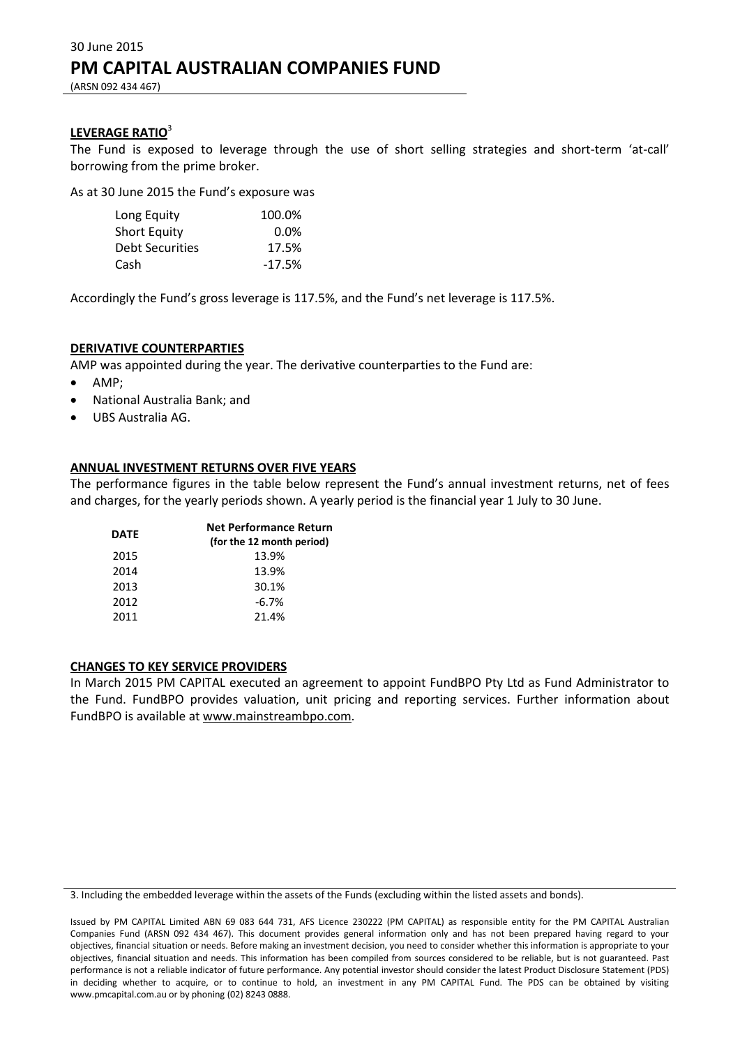30 June 2015

# PM CAPITAL AUSTRALIAN COMPANIES FUND

(ARSN 092 434 467)

## LEVERAGE RATIO[3]

The Fund is exposed to leverage through the use of short selling strategies and short-term 'at-call' borrowing from the prime broker.

As at 30 June 2015 the Fund's exposure was

| | |
|---|---|
| Long Equity | 100.0% |
| Short Equity | 0.0% |
| Debt Securities | 17.5% |
| Cash | -17.5% |

Accordingly the Fund's gross leverage is 117.5%, and the Fund's net leverage is 117.5%.

## DERIVATIVE COUNTERPARTIES

AMP was appointed during the year. The derivative counterparties to the Fund are:

- AMP;
- National Australia Bank; and
- UBS Australia AG.

## ANNUAL INVESTMENT RETURNS OVER FIVE YEARS

The performance figures in the table below represent the Fund's annual investment returns, net of fees and charges, for the yearly periods shown. A yearly period is the financial year 1 July to 30 June.

| DATE | Net Performance Return (for the 12 month period) |
|---|---|
| 2015 | 13.9% |
| 2014 | 13.9% |
| 2013 | 30.1% |
| 2012 | -6.7% |
| 2011 | 21.4% |

## CHANGES TO KEY SERVICE PROVIDERS

In March 2015 PM CAPITAL executed an agreement to appoint FundBPO Pty Ltd as Fund Administrator to the Fund. FundBPO provides valuation, unit pricing and reporting services. Further information about FundBPO is available at www.mainstreambpo.com.

3. Including the embedded leverage within the assets of the Funds (excluding within the listed assets and bonds).

Issued by PM CAPITAL Limited ABN 69 083 644 731, AFS Licence 230222 (PM CAPITAL) as responsible entity for the PM CAPITAL Australian Companies Fund (ARSN 092 434 467). This document provides general information only and has not been prepared having regard to your objectives, financial situation or needs. Before making an investment decision, you need to consider whether this information is appropriate to your objectives, financial situation and needs. This information has been compiled from sources considered to be reliable, but is not guaranteed. Past performance is not a reliable indicator of future performance. Any potential investor should consider the latest Product Disclosure Statement (PDS) in deciding whether to acquire, or to continue to hold, an investment in any PM CAPITAL Fund. The PDS can be obtained by visiting www.pmcapital.com.au or by phoning (02) 8243 0888.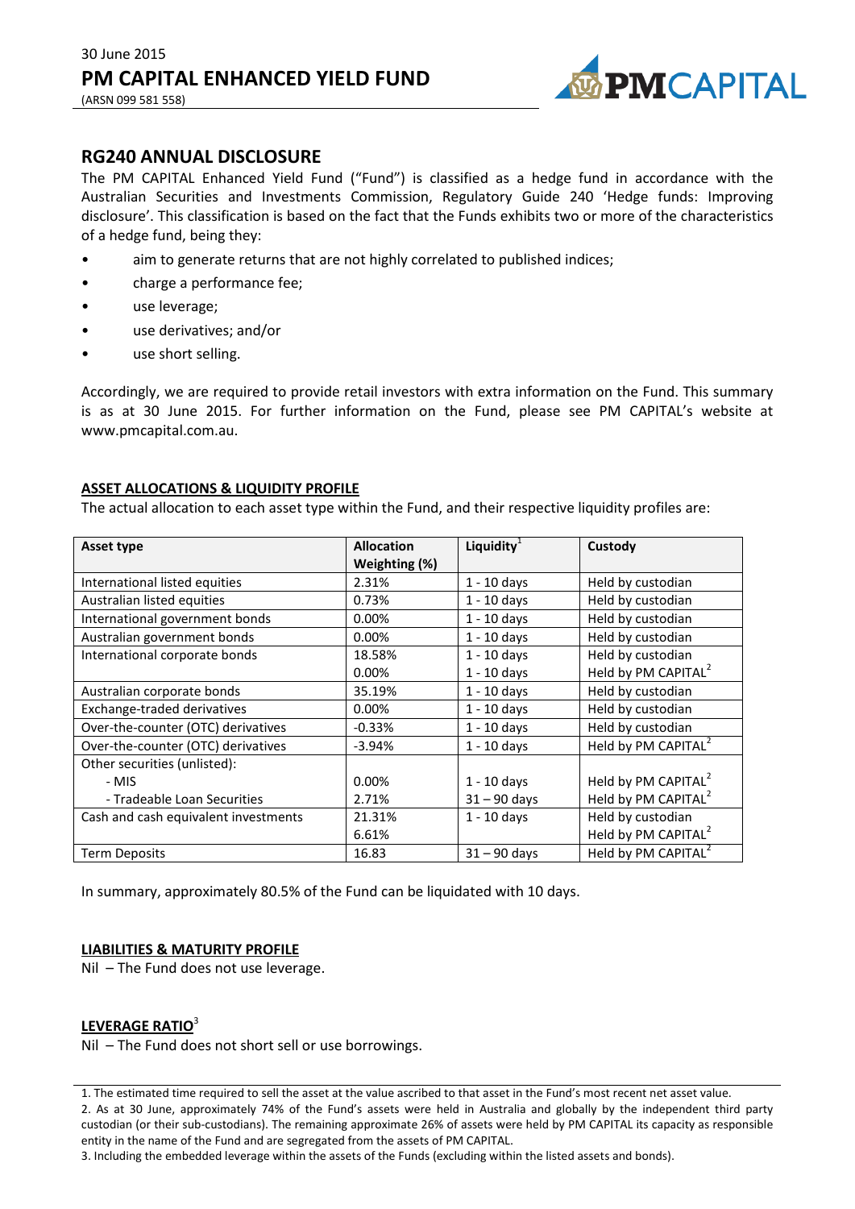30 June 2015

# PM CAPITAL ENHANCED YIELD FUND

(ARSN 099 581 558)

## RG240 ANNUAL DISCLOSURE

The PM CAPITAL Enhanced Yield Fund ("Fund") is classified as a hedge fund in accordance with the Australian Securities and Investments Commission, Regulatory Guide 240 'Hedge funds: Improving disclosure'. This classification is based on the fact that the Funds exhibits two or more of the characteristics of a hedge fund, being they:

- aim to generate returns that are not highly correlated to published indices;
- charge a performance fee;
- use leverage;
- use derivatives; and/or
- use short selling.

Accordingly, we are required to provide retail investors with extra information on the Fund. This summary is as at 30 June 2015. For further information on the Fund, please see PM CAPITAL's website at www.pmcapital.com.au.

### ASSET ALLOCATIONS & LIQUIDITY PROFILE

The actual allocation to each asset type within the Fund, and their respective liquidity profiles are:

| Asset type | Allocation Weighting (%) | Liquidity[1] | Custody |
|---|---|---|---|
| International listed equities | 2.31% | 1 - 10 days | Held by custodian |
| Australian listed equities | 0.73% | 1 - 10 days | Held by custodian |
| International government bonds | 0.00% | 1 - 10 days | Held by custodian |
| Australian government bonds | 0.00% | 1 - 10 days | Held by custodian |
| International corporate bonds | 18.58% | 1 - 10 days | Held by custodian |
| | 0.00% | 1 - 10 days | Held by PM CAPITAL[2] |
| Australian corporate bonds | 35.19% | 1 - 10 days | Held by custodian |
| Exchange-traded derivatives | 0.00% | 1 - 10 days | Held by custodian |
| Over-the-counter (OTC) derivatives | -0.33% | 1 - 10 days | Held by custodian |
| Over-the-counter (OTC) derivatives | -3.94% | 1 - 10 days | Held by PM CAPITAL[2] |
| Other securities (unlisted): | | | |
| - MIS | 0.00% | 1 - 10 days | Held by PM CAPITAL[2] |
| - Tradeable Loan Securities | 2.71% | 31 – 90 days | Held by PM CAPITAL[2] |
| Cash and cash equivalent investments | 21.31% | 1 - 10 days | Held by custodian |
| | 6.61% | | Held by PM CAPITAL[2] |
| Term Deposits | 16.83 | 31 – 90 days | Held by PM CAPITAL[2] |

In summary, approximately 80.5% of the Fund can be liquidated with 10 days.

### LIABILITIES & MATURITY PROFILE

Nil – The Fund does not use leverage.

### LEVERAGE RATIO[3]

Nil – The Fund does not short sell or use borrowings.

1. The estimated time required to sell the asset at the value ascribed to that asset in the Fund's most recent net asset value.
2. As at 30 June, approximately 74% of the Fund's assets were held in Australia and globally by the independent third party custodian (or their sub-custodians). The remaining approximate 26% of assets were held by PM CAPITAL its capacity as responsible entity in the name of the Fund and are segregated from the assets of PM CAPITAL.
3. Including the embedded leverage within the assets of the Funds (excluding within the listed assets and bonds).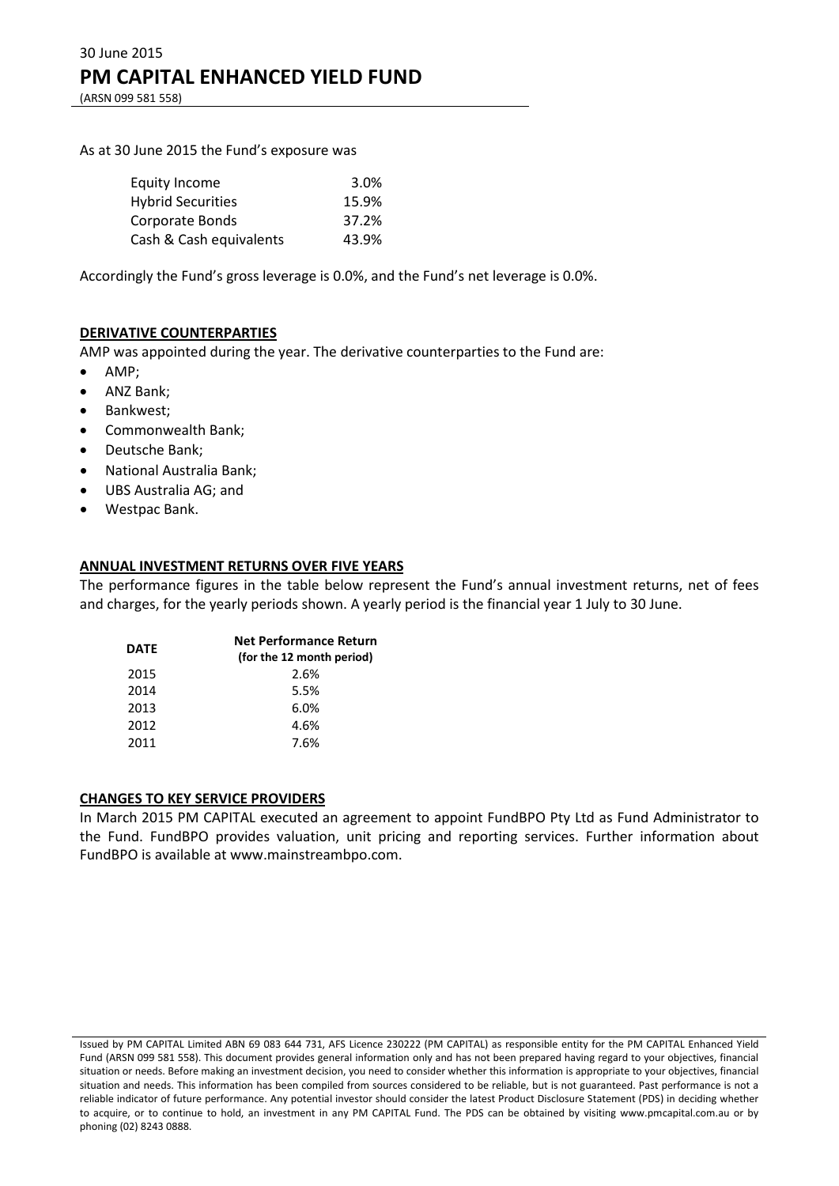30 June 2015

# PM CAPITAL ENHANCED YIELD FUND

(ARSN 099 581 558)

As at 30 June 2015 the Fund's exposure was

| | |
|---|---|
| Equity Income | 3.0% |
| Hybrid Securities | 15.9% |
| Corporate Bonds | 37.2% |
| Cash & Cash equivalents | 43.9% |

Accordingly the Fund's gross leverage is 0.0%, and the Fund's net leverage is 0.0%.

## DERIVATIVE COUNTERPARTIES

AMP was appointed during the year. The derivative counterparties to the Fund are:

- AMP;
- ANZ Bank;
- Bankwest;
- Commonwealth Bank;
- Deutsche Bank;
- National Australia Bank;
- UBS Australia AG; and
- Westpac Bank.

## ANNUAL INVESTMENT RETURNS OVER FIVE YEARS

The performance figures in the table below represent the Fund's annual investment returns, net of fees and charges, for the yearly periods shown. A yearly period is the financial year 1 July to 30 June.

| DATE | Net Performance Return (for the 12 month period) |
|---|---|
| 2015 | 2.6% |
| 2014 | 5.5% |
| 2013 | 6.0% |
| 2012 | 4.6% |
| 2011 | 7.6% |

## CHANGES TO KEY SERVICE PROVIDERS

In March 2015 PM CAPITAL executed an agreement to appoint FundBPO Pty Ltd as Fund Administrator to the Fund. FundBPO provides valuation, unit pricing and reporting services. Further information about FundBPO is available at www.mainstreambpo.com.

Issued by PM CAPITAL Limited ABN 69 083 644 731, AFS Licence 230222 (PM CAPITAL) as responsible entity for the PM CAPITAL Enhanced Yield Fund (ARSN 099 581 558). This document provides general information only and has not been prepared having regard to your objectives, financial situation or needs. Before making an investment decision, you need to consider whether this information is appropriate to your objectives, financial situation and needs. This information has been compiled from sources considered to be reliable, but is not guaranteed. Past performance is not a reliable indicator of future performance. Any potential investor should consider the latest Product Disclosure Statement (PDS) in deciding whether to acquire, or to continue to hold, an investment in any PM CAPITAL Fund. The PDS can be obtained by visiting www.pmcapital.com.au or by phoning (02) 8243 0888.